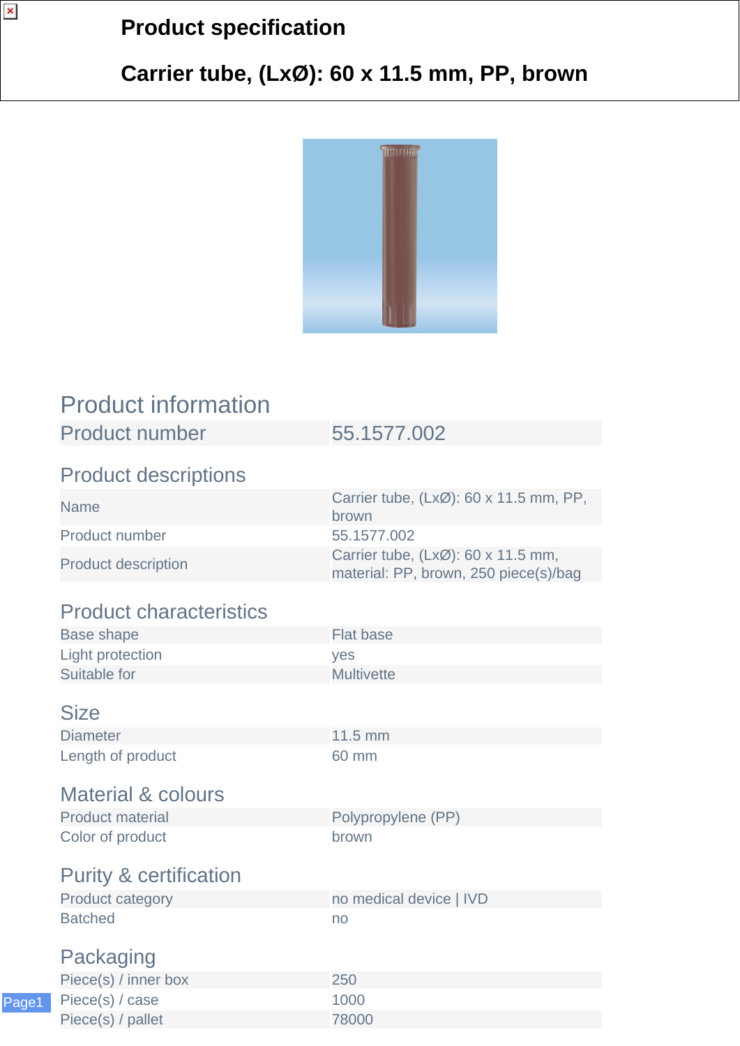# Product specification

## Carrier tube, (LxØ): 60 x 11.5 mm, PP, brown

## Product information

| Product number | 55.1577.002 |
| --- | --- |

## Product descriptions

| | |
| --- | --- |
| Name | Carrier tube, (LxØ): 60 x 11.5 mm, PP, brown |
| Product number | 55.1577.002 |
| Product description | Carrier tube, (LxØ): 60 x 11.5 mm, material: PP, brown, 250 piece(s)/bag |

## Product characteristics

| | |
| --- | --- |
| Base shape | Flat base |
| Light protection | yes |
| Suitable for | Multivette |

## Size

| | |
| --- | --- |
| Diameter | 11.5 mm |
| Length of product | 60 mm |

## Material & colours

| | |
| --- | --- |
| Product material | Polypropylene (PP) |
| Color of product | brown |

## Purity & certification

| | |
| --- | --- |
| Product category | no medical device \| IVD |
| Batched | no |

## Packaging

| | |
| --- | --- |
| Piece(s) / inner box | 250 |
| Piece(s) / case | 1000 |
| Piece(s) / pallet | 78000 |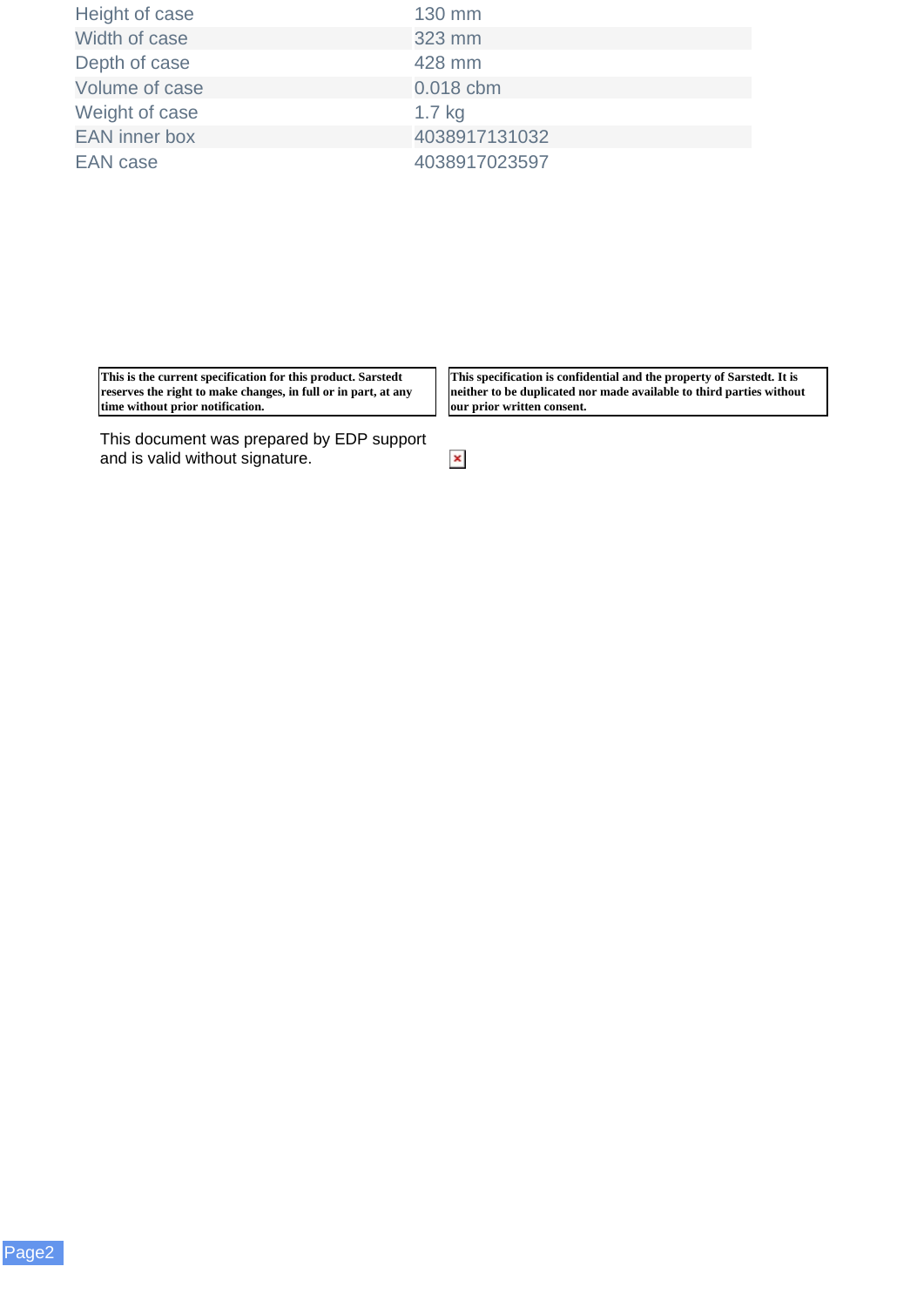| | |
|---|---|
| Height of case | 130 mm |
| Width of case | 323 mm |
| Depth of case | 428 mm |
| Volume of case | 0.018 cbm |
| Weight of case | 1.7 kg |
| EAN inner box | 4038917131032 |
| EAN case | 4038917023597 |

**This is the current specification for this product. Sarstedt reserves the right to make changes, in full or in part, at any time without prior notification.**

**This specification is confidential and the property of Sarstedt. It is neither to be duplicated nor made available to third parties without our prior written consent.**

This document was prepared by EDP support and is valid without signature.